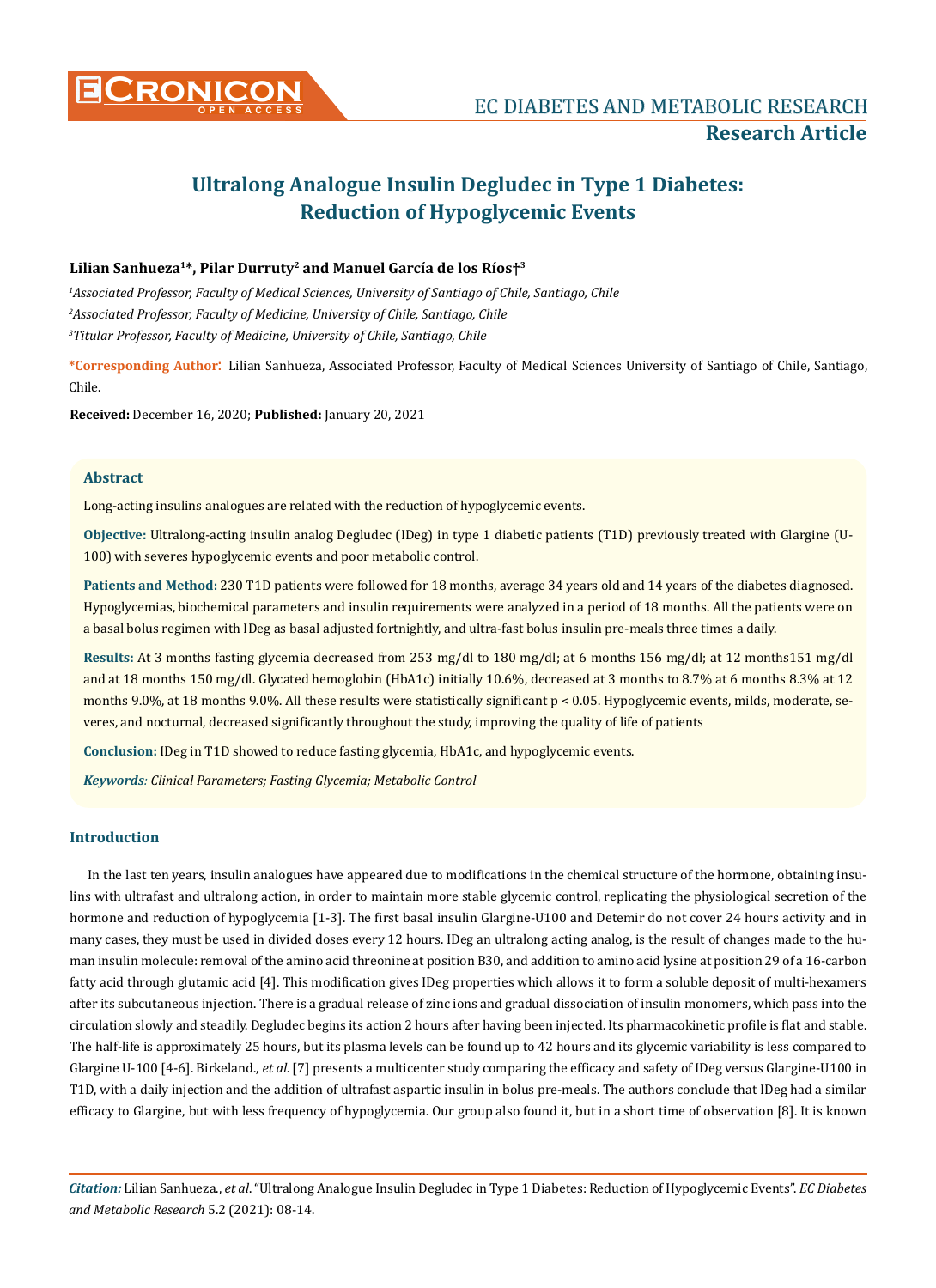# Ultralong Analogue Insulin Degludec in Type 1 Diabetes: Reduction of Hypoglycemic Events

**Lilian Sanhueza[1]*, Pilar Durruty[2] and Manuel García de los Ríos†[3]**

*[1]Associated Professor, Faculty of Medical Sciences, University of Santiago of Chile, Santiago, Chile*

*[2]Associated Professor, Faculty of Medicine, University of Chile, Santiago, Chile*

*[3]Titular Professor, Faculty of Medicine, University of Chile, Santiago, Chile*

**\*Corresponding Author:** Lilian Sanhueza, Associated Professor, Faculty of Medical Sciences University of Santiago of Chile, Santiago, Chile.

**Received:** December 16, 2020; **Published:** January 20, 2021

## Abstract

Long-acting insulins analogues are related with the reduction of hypoglycemic events.

**Objective:** Ultralong-acting insulin analog Degludec (IDeg) in type 1 diabetic patients (T1D) previously treated with Glargine (U-100) with severes hypoglycemic events and poor metabolic control.

**Patients and Method:** 230 T1D patients were followed for 18 months, average 34 years old and 14 years of the diabetes diagnosed. Hypoglycemias, biochemical parameters and insulin requirements were analyzed in a period of 18 months. All the patients were on a basal bolus regimen with IDeg as basal adjusted fortnightly, and ultra-fast bolus insulin pre-meals three times a daily.

**Results:** At 3 months fasting glycemia decreased from 253 mg/dl to 180 mg/dl; at 6 months 156 mg/dl; at 12 months151 mg/dl and at 18 months 150 mg/dl. Glycated hemoglobin (HbA1c) initially 10.6%, decreased at 3 months to 8.7% at 6 months 8.3% at 12 months 9.0%, at 18 months 9.0%. All these results were statistically significant $p < 0.05$. Hypoglycemic events, milds, moderate, severes, and nocturnal, decreased significantly throughout the study, improving the quality of life of patients

**Conclusion:** IDeg in T1D showed to reduce fasting glycemia, HbA1c, and hypoglycemic events.

***Keywords**: Clinical Parameters; Fasting Glycemia; Metabolic Control*

## Introduction

In the last ten years, insulin analogues have appeared due to modifications in the chemical structure of the hormone, obtaining insulins with ultrafast and ultralong action, in order to maintain more stable glycemic control, replicating the physiological secretion of the hormone and reduction of hypoglycemia [1-3]. The first basal insulin Glargine-U100 and Detemir do not cover 24 hours activity and in many cases, they must be used in divided doses every 12 hours. IDeg an ultralong acting analog, is the result of changes made to the human insulin molecule: removal of the amino acid threonine at position B30, and addition to amino acid lysine at position 29 of a 16-carbon fatty acid through glutamic acid [4]. This modification gives IDeg properties which allows it to form a soluble deposit of multi-hexamers after its subcutaneous injection. There is a gradual release of zinc ions and gradual dissociation of insulin monomers, which pass into the circulation slowly and steadily. Degludec begins its action 2 hours after having been injected. Its pharmacokinetic profile is flat and stable. The half-life is approximately 25 hours, but its plasma levels can be found up to 42 hours and its glycemic variability is less compared to Glargine U-100 [4-6]. Birkeland., *et al*. [7] presents a multicenter study comparing the efficacy and safety of IDeg versus Glargine-U100 in T1D, with a daily injection and the addition of ultrafast aspartic insulin in bolus pre-meals. The authors conclude that IDeg had a similar efficacy to Glargine, but with less frequency of hypoglycemia. Our group also found it, but in a short time of observation [8]. It is known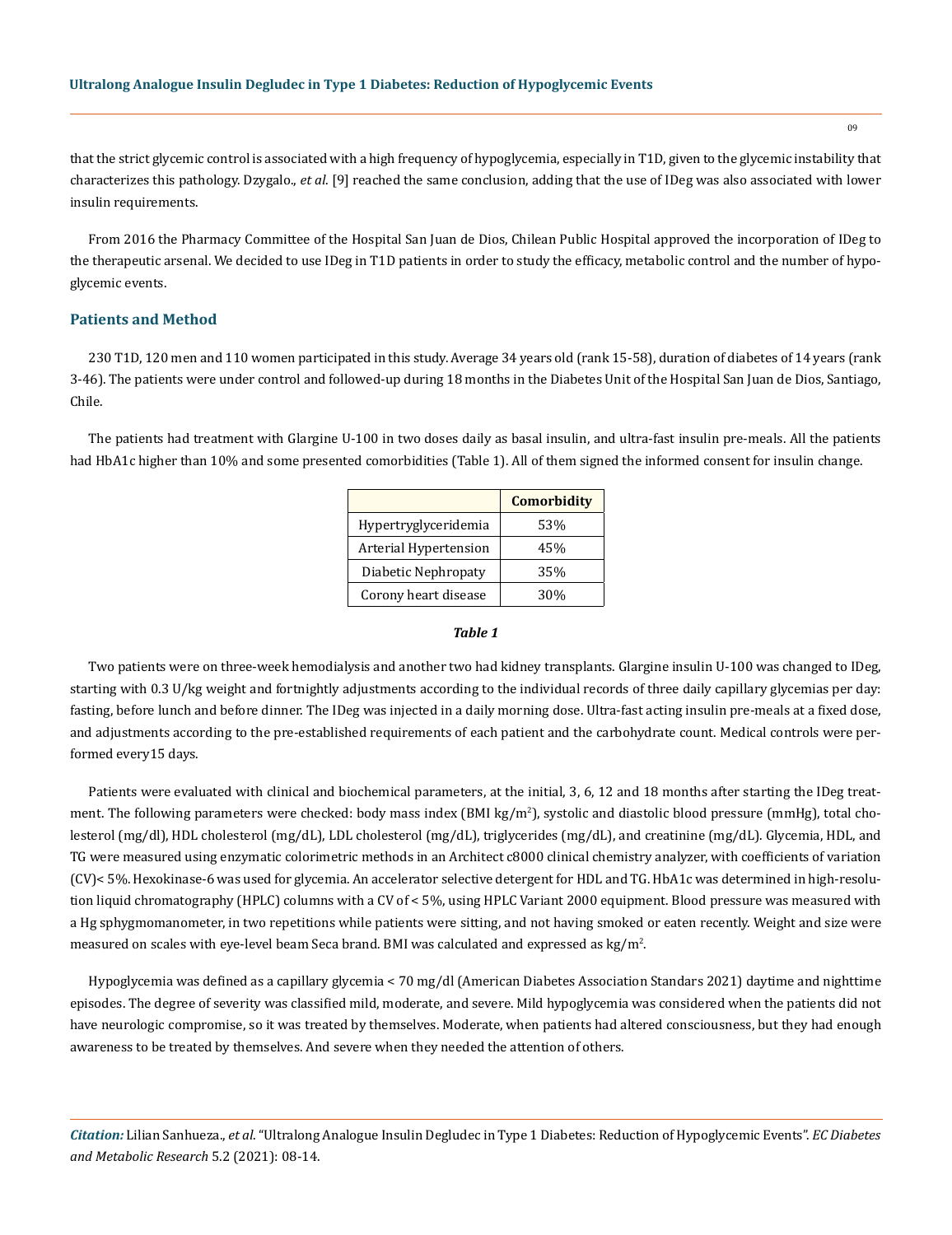that the strict glycemic control is associated with a high frequency of hypoglycemia, especially in T1D, given to the glycemic instability that characterizes this pathology. Dzygalo., *et al*. [9] reached the same conclusion, adding that the use of IDeg was also associated with lower insulin requirements.

From 2016 the Pharmacy Committee of the Hospital San Juan de Dios, Chilean Public Hospital approved the incorporation of IDeg to the therapeutic arsenal. We decided to use IDeg in T1D patients in order to study the efficacy, metabolic control and the number of hypoglycemic events.

## Patients and Method

230 T1D, 120 men and 110 women participated in this study. Average 34 years old (rank 15-58), duration of diabetes of 14 years (rank 3-46). The patients were under control and followed-up during 18 months in the Diabetes Unit of the Hospital San Juan de Dios, Santiago, Chile.

The patients had treatment with Glargine U-100 in two doses daily as basal insulin, and ultra-fast insulin pre-meals. All the patients had HbA1c higher than 10% and some presented comorbidities (Table 1). All of them signed the informed consent for insulin change.

| | **Comorbidity** |
|---|---|
| Hypertryglyceridemia | 53% |
| Arterial Hypertension | 45% |
| Diabetic Nephropaty | 35% |
| Corony heart disease | 30% |

***Table 1***

Two patients were on three-week hemodialysis and another two had kidney transplants. Glargine insulin U-100 was changed to IDeg, starting with 0.3 U/kg weight and fortnightly adjustments according to the individual records of three daily capillary glycemias per day: fasting, before lunch and before dinner. The IDeg was injected in a daily morning dose. Ultra-fast acting insulin pre-meals at a fixed dose, and adjustments according to the pre-established requirements of each patient and the carbohydrate count. Medical controls were performed every15 days.

Patients were evaluated with clinical and biochemical parameters, at the initial, 3, 6, 12 and 18 months after starting the IDeg treatment. The following parameters were checked: body mass index (BMI kg/m$^2$), systolic and diastolic blood pressure (mmHg), total cholesterol (mg/dl), HDL cholesterol (mg/dL), LDL cholesterol (mg/dL), triglycerides (mg/dL), and creatinine (mg/dL). Glycemia, HDL, and TG were measured using enzymatic colorimetric methods in an Architect c8000 clinical chemistry analyzer, with coefficients of variation (CV)< 5%. Hexokinase-6 was used for glycemia. An accelerator selective detergent for HDL and TG. HbA1c was determined in high-resolution liquid chromatography (HPLC) columns with a CV of < 5%, using HPLC Variant 2000 equipment. Blood pressure was measured with a Hg sphygmomanometer, in two repetitions while patients were sitting, and not having smoked or eaten recently. Weight and size were measured on scales with eye-level beam Seca brand. BMI was calculated and expressed as kg/m$^2$.

Hypoglycemia was defined as a capillary glycemia < 70 mg/dl (American Diabetes Association Standars 2021) daytime and nighttime episodes. The degree of severity was classified mild, moderate, and severe. Mild hypoglycemia was considered when the patients did not have neurologic compromise, so it was treated by themselves. Moderate, when patients had altered consciousness, but they had enough awareness to be treated by themselves. And severe when they needed the attention of others.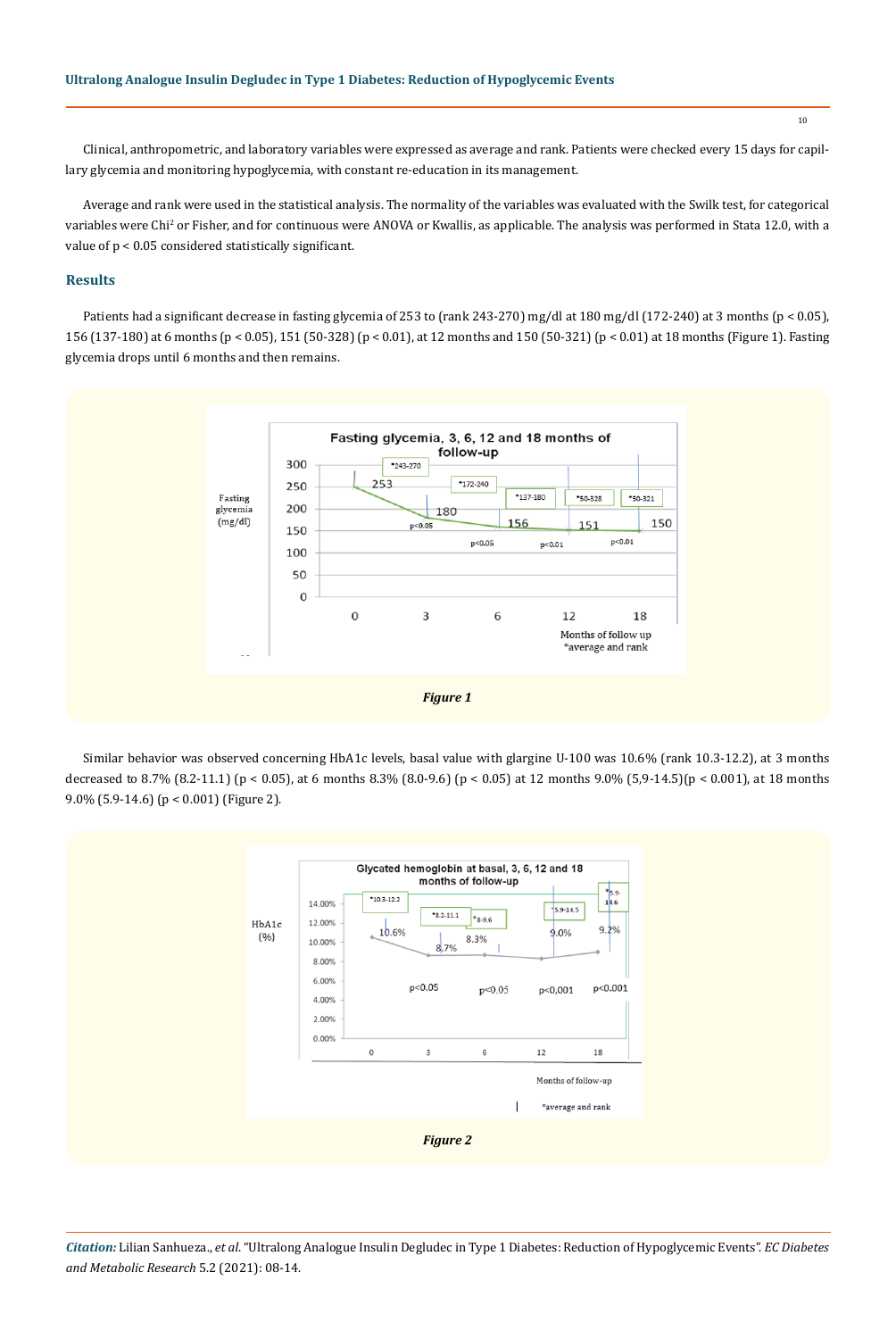Clinical, anthropometric, and laboratory variables were expressed as average and rank. Patients were checked every 15 days for capillary glycemia and monitoring hypoglycemia, with constant re-education in its management.

Average and rank were used in the statistical analysis. The normality of the variables was evaluated with the Swilk test, for categorical variables were Chi$^2$ or Fisher, and for continuous were ANOVA or Kwallis, as applicable. The analysis was performed in Stata 12.0, with a value of $p < 0.05$ considered statistically significant.

## Results

Patients had a significant decrease in fasting glycemia of 253 to (rank 243-270) mg/dl at 180 mg/dl (172-240) at 3 months ($p < 0.05$), 156 (137-180) at 6 months ($p < 0.05$), 151 (50-328) ($p < 0.01$), at 12 months and 150 (50-321) ($p < 0.01$) at 18 months (Figure 1). Fasting glycemia drops until 6 months and then remains.

*Figure 1*

Similar behavior was observed concerning HbA1c levels, basal value with glargine U-100 was 10.6% (rank 10.3-12.2), at 3 months decreased to 8.7% (8.2-11.1) ($p < 0.05$), at 6 months 8.3% (8.0-9.6) ($p < 0.05$) at 12 months 9.0% (5,9-14.5)($p < 0.001$), at 18 months 9.0% (5.9-14.6) ($p < 0.001$) (Figure 2).

*Figure 2*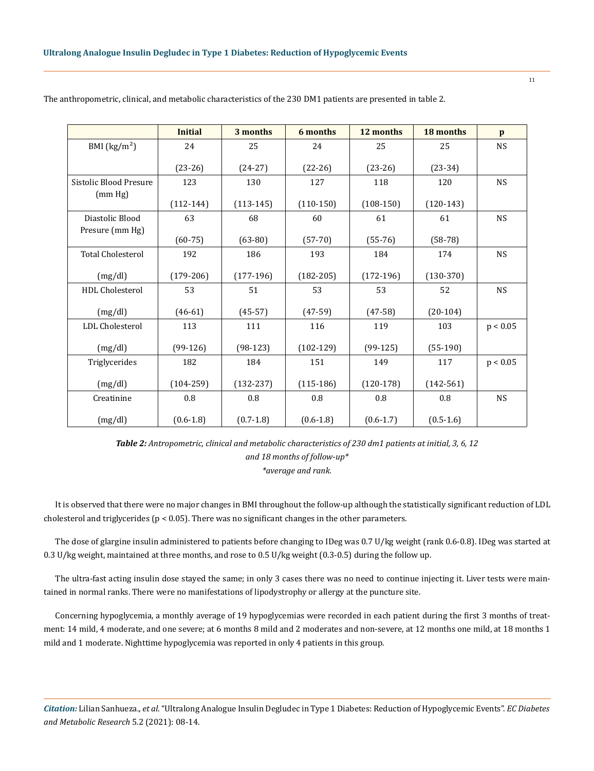The anthropometric, clinical, and metabolic characteristics of the 230 DM1 patients are presented in table 2.

| | Initial | 3 months | 6 months | 12 months | 18 months | p |
|---|---|---|---|---|---|---|
| BMI (kg/m$^2$) | 24 (23-26) | 25 (24-27) | 24 (22-26) | 25 (23-26) | 25 (23-34) | NS |
| Sistolic Blood Presure (mm Hg) | 123 (112-144) | 130 (113-145) | 127 (110-150) | 118 (108-150) | 120 (120-143) | NS |
| Diastolic Blood Presure (mm Hg) | 63 (60-75) | 68 (63-80) | 60 (57-70) | 61 (55-76) | 61 (58-78) | NS |
| Total Cholesterol (mg/dl) | 192 (179-206) | 186 (177-196) | 193 (182-205) | 184 (172-196) | 174 (130-370) | NS |
| HDL Cholesterol (mg/dl) | 53 (46-61) | 51 (45-57) | 53 (47-59) | 53 (47-58) | 52 (20-104) | NS |
| LDL Cholesterol (mg/dl) | 113 (99-126) | 111 (98-123) | 116 (102-129) | 119 (99-125) | 103 (55-190) | $p < 0.05$ |
| Triglycerides (mg/dl) | 182 (104-259) | 184 (132-237) | 151 (115-186) | 149 (120-178) | 117 (142-561) | $p < 0.05$ |
| Creatinine (mg/dl) | 0.8 (0.6-1.8) | 0.8 (0.7-1.8) | 0.8 (0.6-1.8) | 0.8 (0.6-1.7) | 0.8 (0.5-1.6) | NS |

***Table 2:*** *Antropometric, clinical and metabolic characteristics of 230 dm1 patients at initial, 3, 6, 12 and 18 months of follow-up**
*\*average and rank.*

It is observed that there were no major changes in BMI throughout the follow-up although the statistically significant reduction of LDL cholesterol and triglycerides ($p < 0.05$). There was no significant changes in the other parameters.

The dose of glargine insulin administered to patients before changing to IDeg was 0.7 U/kg weight (rank 0.6-0.8). IDeg was started at 0.3 U/kg weight, maintained at three months, and rose to 0.5 U/kg weight (0.3-0.5) during the follow up.

The ultra-fast acting insulin dose stayed the same; in only 3 cases there was no need to continue injecting it. Liver tests were maintained in normal ranks. There were no manifestations of lipodystrophy or allergy at the puncture site.

Concerning hypoglycemia, a monthly average of 19 hypoglycemias were recorded in each patient during the first 3 months of treatment: 14 mild, 4 moderate, and one severe; at 6 months 8 mild and 2 moderates and non-severe, at 12 months one mild, at 18 months 1 mild and 1 moderate. Nighttime hypoglycemia was reported in only 4 patients in this group.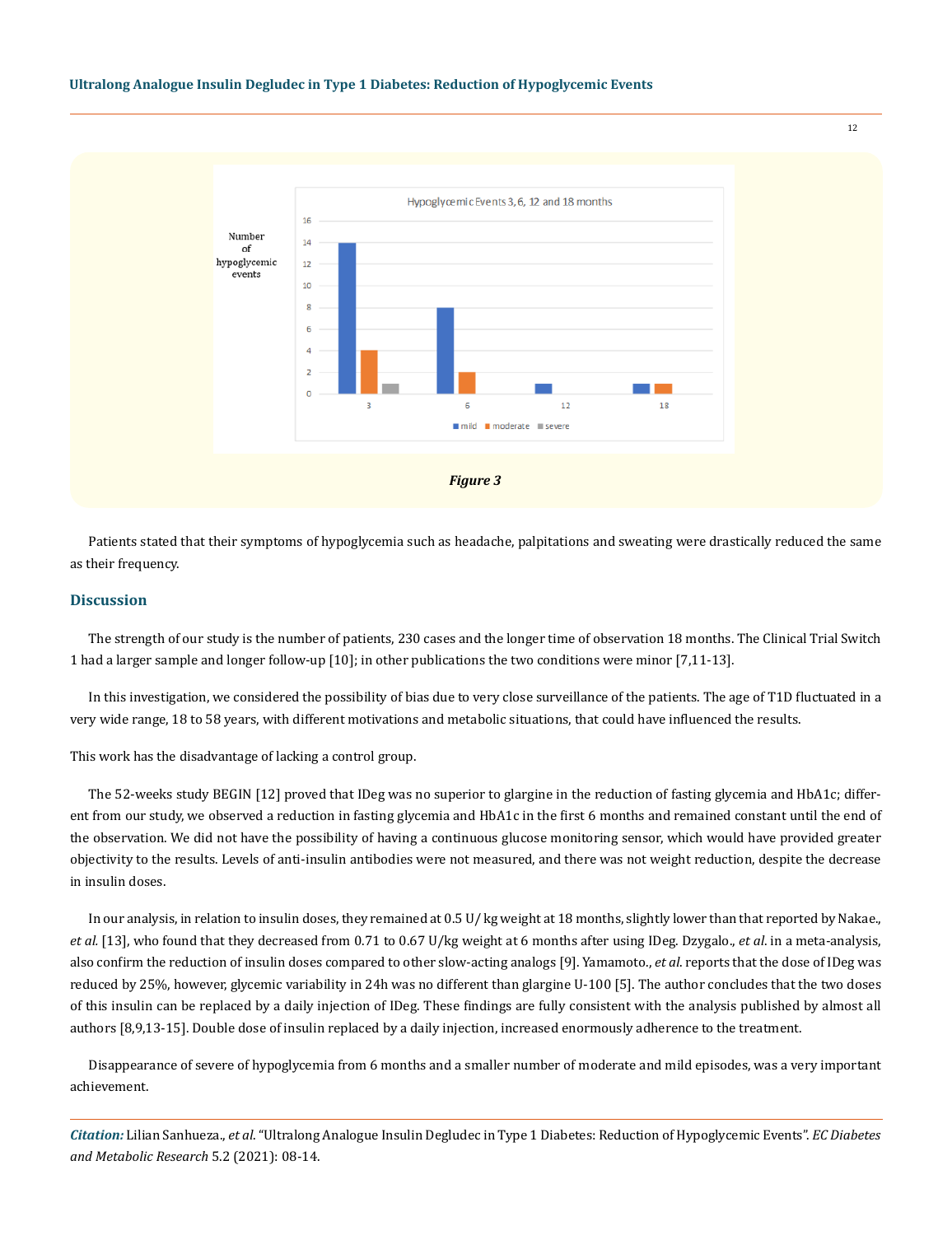Figure 3

Patients stated that their symptoms of hypoglycemia such as headache, palpitations and sweating were drastically reduced the same as their frequency.

## Discussion

The strength of our study is the number of patients, 230 cases and the longer time of observation 18 months. The Clinical Trial Switch 1 had a larger sample and longer follow-up [10]; in other publications the two conditions were minor [7,11-13].

In this investigation, we considered the possibility of bias due to very close surveillance of the patients. The age of T1D fluctuated in a very wide range, 18 to 58 years, with different motivations and metabolic situations, that could have influenced the results.

This work has the disadvantage of lacking a control group.

The 52-weeks study BEGIN [12] proved that IDeg was no superior to glargine in the reduction of fasting glycemia and HbA1c; different from our study, we observed a reduction in fasting glycemia and HbA1c in the first 6 months and remained constant until the end of the observation. We did not have the possibility of having a continuous glucose monitoring sensor, which would have provided greater objectivity to the results. Levels of anti-insulin antibodies were not measured, and there was not weight reduction, despite the decrease in insulin doses.

In our analysis, in relation to insulin doses, they remained at 0.5 U/ kg weight at 18 months, slightly lower than that reported by Nakae., *et al.* [13], who found that they decreased from 0.71 to 0.67 U/kg weight at 6 months after using IDeg. Dzygalo., *et al.* in a meta-analysis, also confirm the reduction of insulin doses compared to other slow-acting analogs [9]. Yamamoto., *et al.* reports that the dose of IDeg was reduced by 25%, however, glycemic variability in 24h was no different than glargine U-100 [5]. The author concludes that the two doses of this insulin can be replaced by a daily injection of IDeg. These findings are fully consistent with the analysis published by almost all authors [8,9,13-15]. Double dose of insulin replaced by a daily injection, increased enormously adherence to the treatment.

Disappearance of severe of hypoglycemia from 6 months and a smaller number of moderate and mild episodes, was a very important achievement.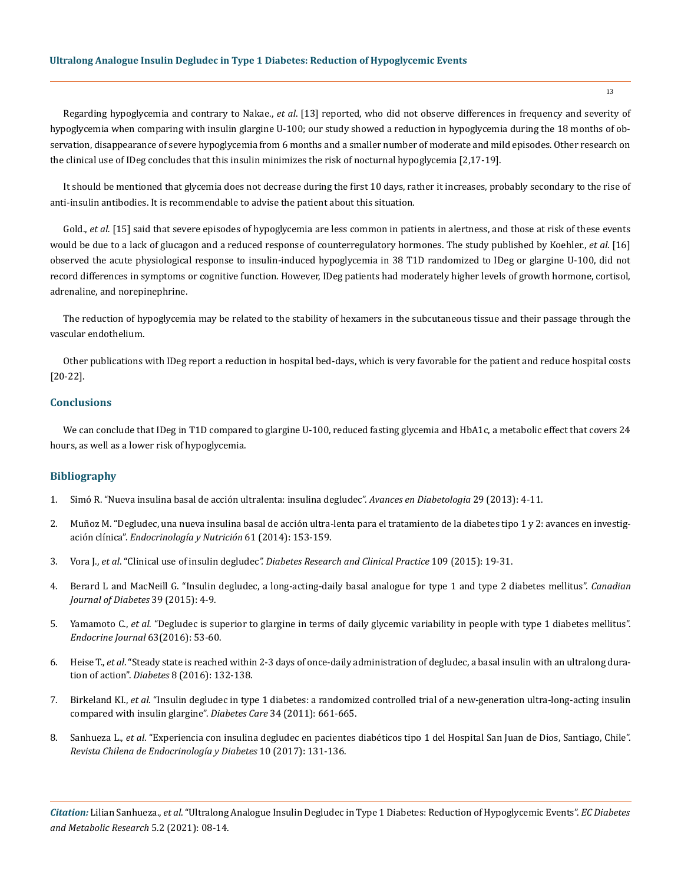Regarding hypoglycemia and contrary to Nakae., *et al*. [13] reported, who did not observe differences in frequency and severity of hypoglycemia when comparing with insulin glargine U-100; our study showed a reduction in hypoglycemia during the 18 months of observation, disappearance of severe hypoglycemia from 6 months and a smaller number of moderate and mild episodes. Other research on the clinical use of IDeg concludes that this insulin minimizes the risk of nocturnal hypoglycemia [2,17-19].

It should be mentioned that glycemia does not decrease during the first 10 days, rather it increases, probably secondary to the rise of anti-insulin antibodies. It is recommendable to advise the patient about this situation.

Gold., *et al.* [15] said that severe episodes of hypoglycemia are less common in patients in alertness, and those at risk of these events would be due to a lack of glucagon and a reduced response of counterregulatory hormones. The study published by Koehler., *et al.* [16] observed the acute physiological response to insulin-induced hypoglycemia in 38 T1D randomized to IDeg or glargine U-100, did not record differences in symptoms or cognitive function. However, IDeg patients had moderately higher levels of growth hormone, cortisol, adrenaline, and norepinephrine.

The reduction of hypoglycemia may be related to the stability of hexamers in the subcutaneous tissue and their passage through the vascular endothelium.

Other publications with IDeg report a reduction in hospital bed-days, which is very favorable for the patient and reduce hospital costs [20-22].

## Conclusions

We can conclude that IDeg in T1D compared to glargine U-100, reduced fasting glycemia and HbA1c, a metabolic effect that covers 24 hours, as well as a lower risk of hypoglycemia.

## Bibliography

1. Simó R. "Nueva insulina basal de acción ultralenta: insulina degludec". *Avances en Diabetologia* 29 (2013): 4-11.
2. Muñoz M. "Degludec, una nueva insulina basal de acción ultra-lenta para el tratamiento de la diabetes tipo 1 y 2: avances en investigación clínica". *Endocrinología y Nutrición* 61 (2014): 153-159.
3. Vora J., *et al*. "Clinical use of insulin degludec". *Diabetes Research and Clinical Practice* 109 (2015): 19-31.
4. Berard L and MacNeill G. "Insulin degludec, a long-acting-daily basal analogue for type 1 and type 2 diabetes mellitus". *Canadian Journal of Diabetes* 39 (2015): 4-9.
5. Yamamoto C., *et al.* "Degludec is superior to glargine in terms of daily glycemic variability in people with type 1 diabetes mellitus". *Endocrine Journal* 63(2016): 53-60.
6. Heise T., *et al*. "Steady state is reached within 2-3 days of once-daily administration of degludec, a basal insulin with an ultralong duration of action". *Diabetes* 8 (2016): 132-138.
7. Birkeland KI., *et al.* "Insulin degludec in type 1 diabetes: a randomized controlled trial of a new-generation ultra-long-acting insulin compared with insulin glargine". *Diabetes Care* 34 (2011): 661-665.
8. Sanhueza L., *et al*. "Experiencia con insulina degludec en pacientes diabéticos tipo 1 del Hospital San Juan de Dios, Santiago, Chile". *Revista Chilena de Endocrinología y Diabetes* 10 (2017): 131-136.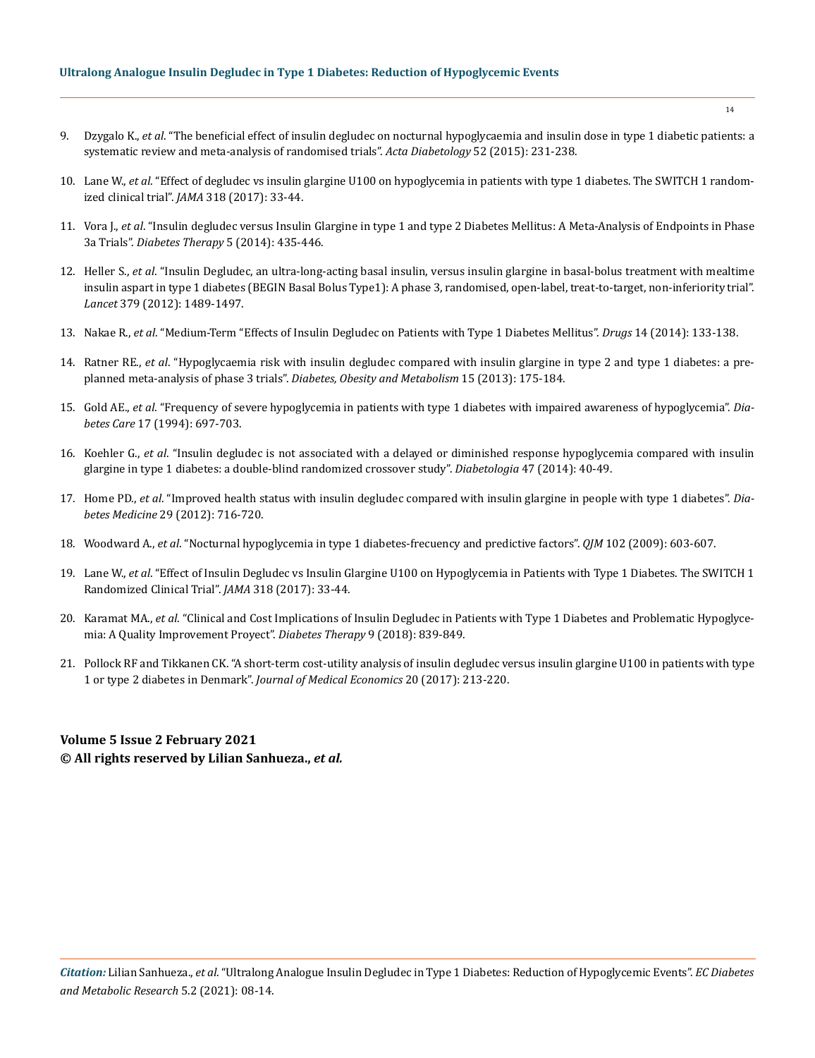9. Dzygalo K., *et al*. "The beneficial effect of insulin degludec on nocturnal hypoglycaemia and insulin dose in type 1 diabetic patients: a systematic review and meta-analysis of randomised trials". *Acta Diabetology* 52 (2015): 231-238.

10. Lane W., *et al*. "Effect of degludec vs insulin glargine U100 on hypoglycemia in patients with type 1 diabetes. The SWITCH 1 randomized clinical trial". *JAMA* 318 (2017): 33-44.

11. Vora J., *et al*. "Insulin degludec versus Insulin Glargine in type 1 and type 2 Diabetes Mellitus: A Meta-Analysis of Endpoints in Phase 3a Trials". *Diabetes Therapy* 5 (2014): 435-446.

12. Heller S., *et al*. "Insulin Degludec, an ultra-long-acting basal insulin, versus insulin glargine in basal-bolus treatment with mealtime insulin aspart in type 1 diabetes (BEGIN Basal Bolus Type1): A phase 3, randomised, open-label, treat-to-target, non-inferiority trial". *Lancet* 379 (2012): 1489-1497.

13. Nakae R., *et al*. "Medium-Term "Effects of Insulin Degludec on Patients with Type 1 Diabetes Mellitus". *Drugs* 14 (2014): 133-138.

14. Ratner RE., *et al*. "Hypoglycaemia risk with insulin degludec compared with insulin glargine in type 2 and type 1 diabetes: a pre-planned meta-analysis of phase 3 trials". *Diabetes, Obesity and Metabolism* 15 (2013): 175-184.

15. Gold AE., *et al*. "Frequency of severe hypoglycemia in patients with type 1 diabetes with impaired awareness of hypoglycemia". *Diabetes Care* 17 (1994): 697-703.

16. Koehler G., *et al*. "Insulin degludec is not associated with a delayed or diminished response hypoglycemia compared with insulin glargine in type 1 diabetes: a double-blind randomized crossover study". *Diabetologia* 47 (2014): 40-49.

17. Home PD., *et al*. "Improved health status with insulin degludec compared with insulin glargine in people with type 1 diabetes". *Diabetes Medicine* 29 (2012): 716-720.

18. Woodward A., *et al*. "Nocturnal hypoglycemia in type 1 diabetes-frecuency and predictive factors". *QJM* 102 (2009): 603-607.

19. Lane W., *et al*. "Effect of Insulin Degludec vs Insulin Glargine U100 on Hypoglycemia in Patients with Type 1 Diabetes. The SWITCH 1 Randomized Clinical Trial". *JAMA* 318 (2017): 33-44.

20. Karamat MA., *et al*. "Clinical and Cost Implications of Insulin Degludec in Patients with Type 1 Diabetes and Problematic Hypoglycemia: A Quality Improvement Proyect". *Diabetes Therapy* 9 (2018): 839-849.

21. Pollock RF and Tikkanen CK. "A short-term cost-utility analysis of insulin degludec versus insulin glargine U100 in patients with type 1 or type 2 diabetes in Denmark". *Journal of Medical Economics* 20 (2017): 213-220.

**Volume 5 Issue 2 February 2021**
**© All rights reserved by Lilian Sanhueza., *et al.***